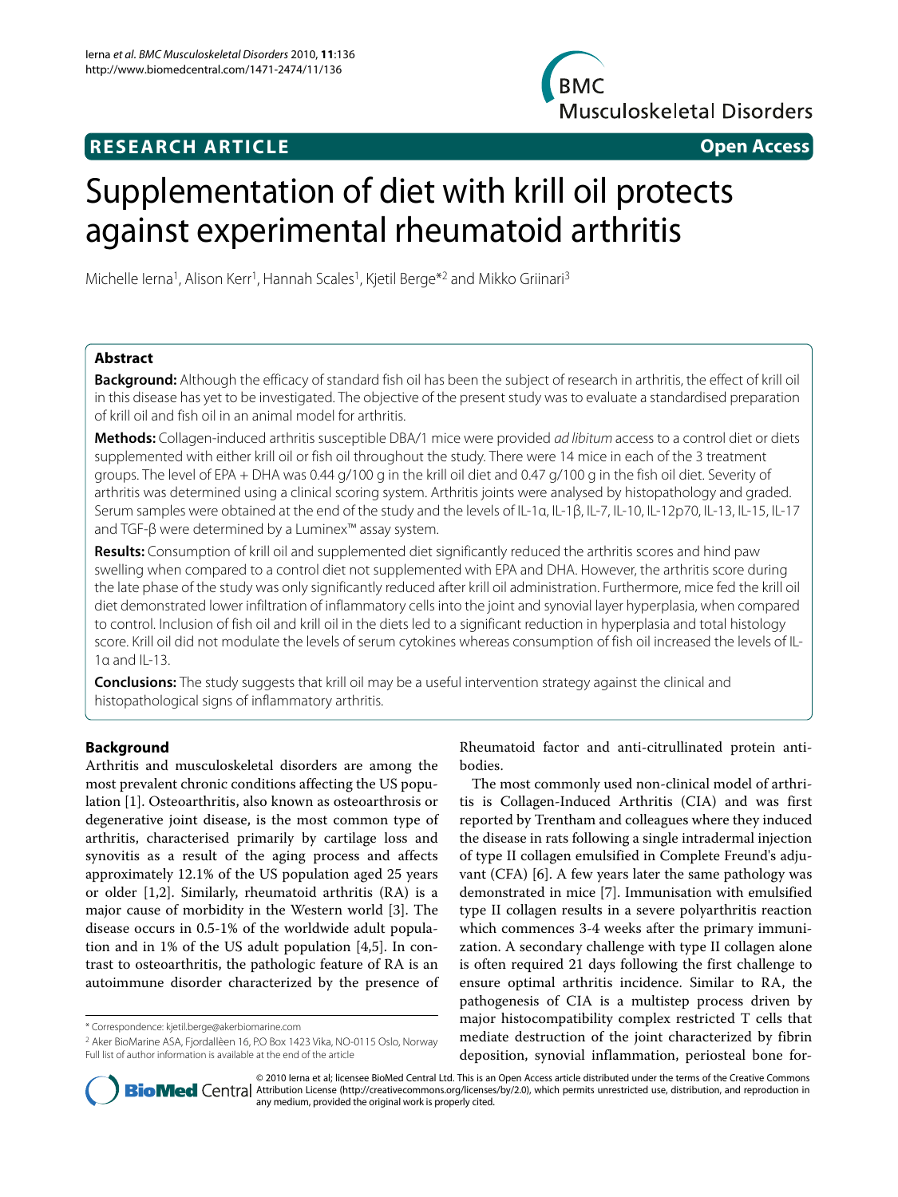**RESEARCH ARTICLE** **Open Access**

# Supplementation of diet with krill oil protects against experimental rheumatoid arthritis

Michelle Ierna[1], Alison Kerr[1], Hannah Scales[1], Kjetil Berge*[2] and Mikko Griinari[3]

## Abstract

**Background:** Although the efficacy of standard fish oil has been the subject of research in arthritis, the effect of krill oil in this disease has yet to be investigated. The objective of the present study was to evaluate a standardised preparation of krill oil and fish oil in an animal model for arthritis.

**Methods:** Collagen-induced arthritis susceptible DBA/1 mice were provided *ad libitum* access to a control diet or diets supplemented with either krill oil or fish oil throughout the study. There were 14 mice in each of the 3 treatment groups. The level of EPA + DHA was 0.44 g/100 g in the krill oil diet and 0.47 g/100 g in the fish oil diet. Severity of arthritis was determined using a clinical scoring system. Arthritis joints were analysed by histopathology and graded. Serum samples were obtained at the end of the study and the levels of IL-1α, IL-1β, IL-7, IL-10, IL-12p70, IL-13, IL-15, IL-17 and TGF-β were determined by a Luminex™ assay system.

**Results:** Consumption of krill oil and supplemented diet significantly reduced the arthritis scores and hind paw swelling when compared to a control diet not supplemented with EPA and DHA. However, the arthritis score during the late phase of the study was only significantly reduced after krill oil administration. Furthermore, mice fed the krill oil diet demonstrated lower infiltration of inflammatory cells into the joint and synovial layer hyperplasia, when compared to control. Inclusion of fish oil and krill oil in the diets led to a significant reduction in hyperplasia and total histology score. Krill oil did not modulate the levels of serum cytokines whereas consumption of fish oil increased the levels of IL-1α and IL-13.

**Conclusions:** The study suggests that krill oil may be a useful intervention strategy against the clinical and histopathological signs of inflammatory arthritis.

## Background

Arthritis and musculoskeletal disorders are among the most prevalent chronic conditions affecting the US population [1]. Osteoarthritis, also known as osteoarthrosis or degenerative joint disease, is the most common type of arthritis, characterised primarily by cartilage loss and synovitis as a result of the aging process and affects approximately 12.1% of the US population aged 25 years or older [1,2]. Similarly, rheumatoid arthritis (RA) is a major cause of morbidity in the Western world [3]. The disease occurs in 0.5-1% of the worldwide adult population and in 1% of the US adult population [4,5]. In contrast to osteoarthritis, the pathologic feature of RA is an autoimmune disorder characterized by the presence of Rheumatoid factor and anti-citrullinated protein antibodies.

The most commonly used non-clinical model of arthritis is Collagen-Induced Arthritis (CIA) and was first reported by Trentham and colleagues where they induced the disease in rats following a single intradermal injection of type II collagen emulsified in Complete Freund's adjuvant (CFA) [6]. A few years later the same pathology was demonstrated in mice [7]. Immunisation with emulsified type II collagen results in a severe polyarthritis reaction which commences 3-4 weeks after the primary immunization. A secondary challenge with type II collagen alone is often required 21 days following the first challenge to ensure optimal arthritis incidence. Similar to RA, the pathogenesis of CIA is a multistep process driven by major histocompatibility complex restricted T cells that mediate destruction of the joint characterized by fibrin deposition, synovial inflammation, periosteal bone for-

\* Correspondence: kjetil.berge@akerbiomarine.com

[2] Aker BioMarine ASA, Fjordallèen 16, P.O Box 1423 Vika, NO-0115 Oslo, Norway

Full list of author information is available at the end of the article

© 2010 Ierna et al; licensee BioMed Central Ltd. This is an Open Access article distributed under the terms of the Creative Commons Attribution License (http://creativecommons.org/licenses/by/2.0), which permits unrestricted use, distribution, and reproduction in any medium, provided the original work is properly cited.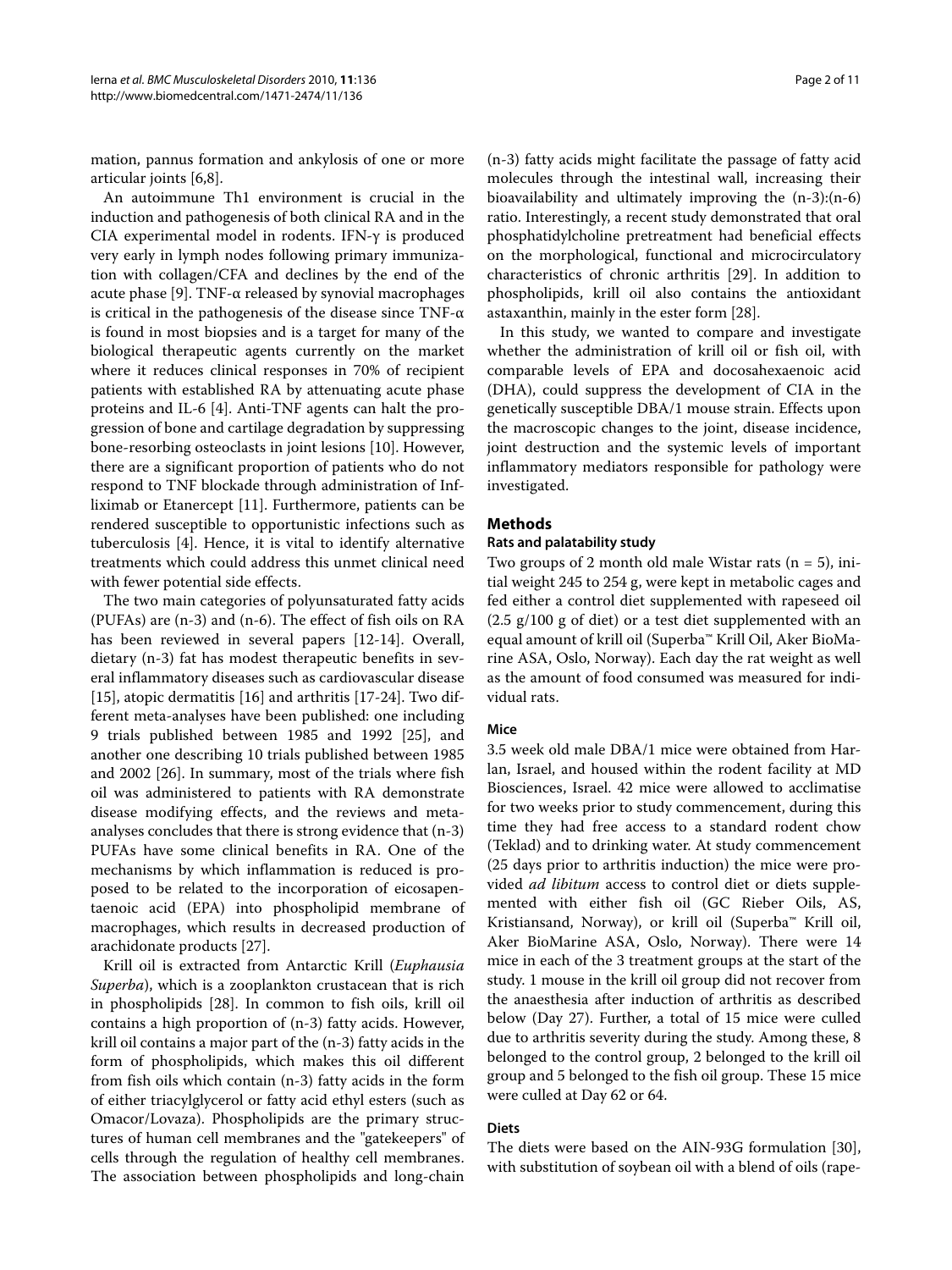mation, pannus formation and ankylosis of one or more articular joints [6,8].

An autoimmune Th1 environment is crucial in the induction and pathogenesis of both clinical RA and in the CIA experimental model in rodents. IFN-γ is produced very early in lymph nodes following primary immunization with collagen/CFA and declines by the end of the acute phase [9]. TNF-α released by synovial macrophages is critical in the pathogenesis of the disease since TNF-α is found in most biopsies and is a target for many of the biological therapeutic agents currently on the market where it reduces clinical responses in 70% of recipient patients with established RA by attenuating acute phase proteins and IL-6 [4]. Anti-TNF agents can halt the progression of bone and cartilage degradation by suppressing bone-resorbing osteoclasts in joint lesions [10]. However, there are a significant proportion of patients who do not respond to TNF blockade through administration of Infliximab or Etanercept [11]. Furthermore, patients can be rendered susceptible to opportunistic infections such as tuberculosis [4]. Hence, it is vital to identify alternative treatments which could address this unmet clinical need with fewer potential side effects.

The two main categories of polyunsaturated fatty acids (PUFAs) are (n-3) and (n-6). The effect of fish oils on RA has been reviewed in several papers [12-14]. Overall, dietary (n-3) fat has modest therapeutic benefits in several inflammatory diseases such as cardiovascular disease [15], atopic dermatitis [16] and arthritis [17-24]. Two different meta-analyses have been published: one including 9 trials published between 1985 and 1992 [25], and another one describing 10 trials published between 1985 and 2002 [26]. In summary, most of the trials where fish oil was administered to patients with RA demonstrate disease modifying effects, and the reviews and meta-analyses concludes that there is strong evidence that (n-3) PUFAs have some clinical benefits in RA. One of the mechanisms by which inflammation is reduced is proposed to be related to the incorporation of eicosapentaenoic acid (EPA) into phospholipid membrane of macrophages, which results in decreased production of arachidonate products [27].

Krill oil is extracted from Antarctic Krill (*Euphausia Superba*), which is a zooplankton crustacean that is rich in phospholipids [28]. In common to fish oils, krill oil contains a high proportion of (n-3) fatty acids. However, krill oil contains a major part of the (n-3) fatty acids in the form of phospholipids, which makes this oil different from fish oils which contain (n-3) fatty acids in the form of either triacylglycerol or fatty acid ethyl esters (such as Omacor/Lovaza). Phospholipids are the primary structures of human cell membranes and the "gatekeepers" of cells through the regulation of healthy cell membranes. The association between phospholipids and long-chain (n-3) fatty acids might facilitate the passage of fatty acid molecules through the intestinal wall, increasing their bioavailability and ultimately improving the (n-3):(n-6) ratio. Interestingly, a recent study demonstrated that oral phosphatidylcholine pretreatment had beneficial effects on the morphological, functional and microcirculatory characteristics of chronic arthritis [29]. In addition to phospholipids, krill oil also contains the antioxidant astaxanthin, mainly in the ester form [28].

In this study, we wanted to compare and investigate whether the administration of krill oil or fish oil, with comparable levels of EPA and docosahexaenoic acid (DHA), could suppress the development of CIA in the genetically susceptible DBA/1 mouse strain. Effects upon the macroscopic changes to the joint, disease incidence, joint destruction and the systemic levels of important inflammatory mediators responsible for pathology were investigated.

## Methods

### Rats and palatability study

Two groups of 2 month old male Wistar rats (n = 5), initial weight 245 to 254 g, were kept in metabolic cages and fed either a control diet supplemented with rapeseed oil (2.5 g/100 g of diet) or a test diet supplemented with an equal amount of krill oil (Superba™ Krill Oil, Aker BioMarine ASA, Oslo, Norway). Each day the rat weight as well as the amount of food consumed was measured for individual rats.

### Mice

3.5 week old male DBA/1 mice were obtained from Harlan, Israel, and housed within the rodent facility at MD Biosciences, Israel. 42 mice were allowed to acclimatise for two weeks prior to study commencement, during this time they had free access to a standard rodent chow (Teklad) and to drinking water. At study commencement (25 days prior to arthritis induction) the mice were provided *ad libitum* access to control diet or diets supplemented with either fish oil (GC Rieber Oils, AS, Kristiansand, Norway), or krill oil (Superba™ Krill oil, Aker BioMarine ASA, Oslo, Norway). There were 14 mice in each of the 3 treatment groups at the start of the study. 1 mouse in the krill oil group did not recover from the anaesthesia after induction of arthritis as described below (Day 27). Further, a total of 15 mice were culled due to arthritis severity during the study. Among these, 8 belonged to the control group, 2 belonged to the krill oil group and 5 belonged to the fish oil group. These 15 mice were culled at Day 62 or 64.

### Diets

The diets were based on the AIN-93G formulation [30], with substitution of soybean oil with a blend of oils (rape-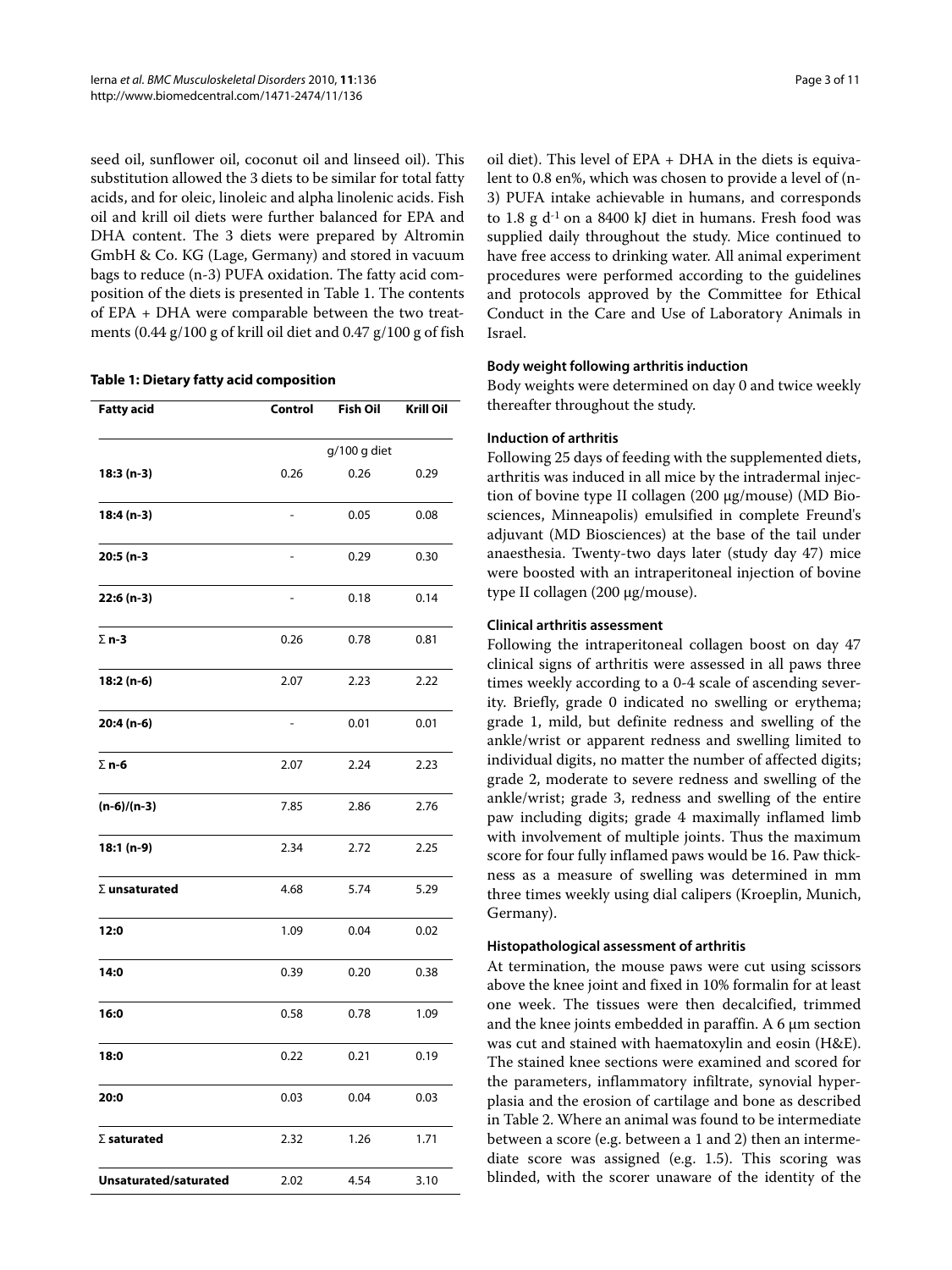seed oil, sunflower oil, coconut oil and linseed oil). This substitution allowed the 3 diets to be similar for total fatty acids, and for oleic, linoleic and alpha linolenic acids. Fish oil and krill oil diets were further balanced for EPA and DHA content. The 3 diets were prepared by Altromin GmbH & Co. KG (Lage, Germany) and stored in vacuum bags to reduce (n-3) PUFA oxidation. The fatty acid composition of the diets is presented in Table 1. The contents of EPA + DHA were comparable between the two treatments (0.44 g/100 g of krill oil diet and 0.47 g/100 g of fish oil diet). This level of EPA + DHA in the diets is equivalent to 0.8 en%, which was chosen to provide a level of (n-3) PUFA intake achievable in humans, and corresponds to 1.8 g $d^{-1}$ on a 8400 kJ diet in humans. Fresh food was supplied daily throughout the study. Mice continued to have free access to drinking water. All animal experiment procedures were performed according to the guidelines and protocols approved by the Committee for Ethical Conduct in the Care and Use of Laboratory Animals in Israel.

**Table 1: Dietary fatty acid composition**

| Fatty acid | Control | Fish Oil | Krill Oil |
|---|---|---|---|
| | | g/100 g diet | |
| **18:3 (n-3)** | 0.26 | 0.26 | 0.29 |
| **18:4 (n-3)** | - | 0.05 | 0.08 |
| **20:5 (n-3** | - | 0.29 | 0.30 |
| **22:6 (n-3)** | - | 0.18 | 0.14 |
| **Σ n-3** | 0.26 | 0.78 | 0.81 |
| **18:2 (n-6)** | 2.07 | 2.23 | 2.22 |
| **20:4 (n-6)** | - | 0.01 | 0.01 |
| **Σ n-6** | 2.07 | 2.24 | 2.23 |
| **(n-6)/(n-3)** | 7.85 | 2.86 | 2.76 |
| **18:1 (n-9)** | 2.34 | 2.72 | 2.25 |
| **Σ unsaturated** | 4.68 | 5.74 | 5.29 |
| **12:0** | 1.09 | 0.04 | 0.02 |
| **14:0** | 0.39 | 0.20 | 0.38 |
| **16:0** | 0.58 | 0.78 | 1.09 |
| **18:0** | 0.22 | 0.21 | 0.19 |
| **20:0** | 0.03 | 0.04 | 0.03 |
| **Σ saturated** | 2.32 | 1.26 | 1.71 |
| **Unsaturated/saturated** | 2.02 | 4.54 | 3.10 |

### Body weight following arthritis induction

Body weights were determined on day 0 and twice weekly thereafter throughout the study.

### Induction of arthritis

Following 25 days of feeding with the supplemented diets, arthritis was induced in all mice by the intradermal injection of bovine type II collagen (200 μg/mouse) (MD Biosciences, Minneapolis) emulsified in complete Freund's adjuvant (MD Biosciences) at the base of the tail under anaesthesia. Twenty-two days later (study day 47) mice were boosted with an intraperitoneal injection of bovine type II collagen (200 μg/mouse).

### Clinical arthritis assessment

Following the intraperitoneal collagen boost on day 47 clinical signs of arthritis were assessed in all paws three times weekly according to a 0-4 scale of ascending severity. Briefly, grade 0 indicated no swelling or erythema; grade 1, mild, but definite redness and swelling of the ankle/wrist or apparent redness and swelling limited to individual digits, no matter the number of affected digits; grade 2, moderate to severe redness and swelling of the ankle/wrist; grade 3, redness and swelling of the entire paw including digits; grade 4 maximally inflamed limb with involvement of multiple joints. Thus the maximum score for four fully inflamed paws would be 16. Paw thickness as a measure of swelling was determined in mm three times weekly using dial calipers (Kroeplin, Munich, Germany).

### Histopathological assessment of arthritis

At termination, the mouse paws were cut using scissors above the knee joint and fixed in 10% formalin for at least one week. The tissues were then decalcified, trimmed and the knee joints embedded in paraffin. A 6 μm section was cut and stained with haematoxylin and eosin (H&E). The stained knee sections were examined and scored for the parameters, inflammatory infiltrate, synovial hyperplasia and the erosion of cartilage and bone as described in Table 2. Where an animal was found to be intermediate between a score (e.g. between a 1 and 2) then an intermediate score was assigned (e.g. 1.5). This scoring was blinded, with the scorer unaware of the identity of the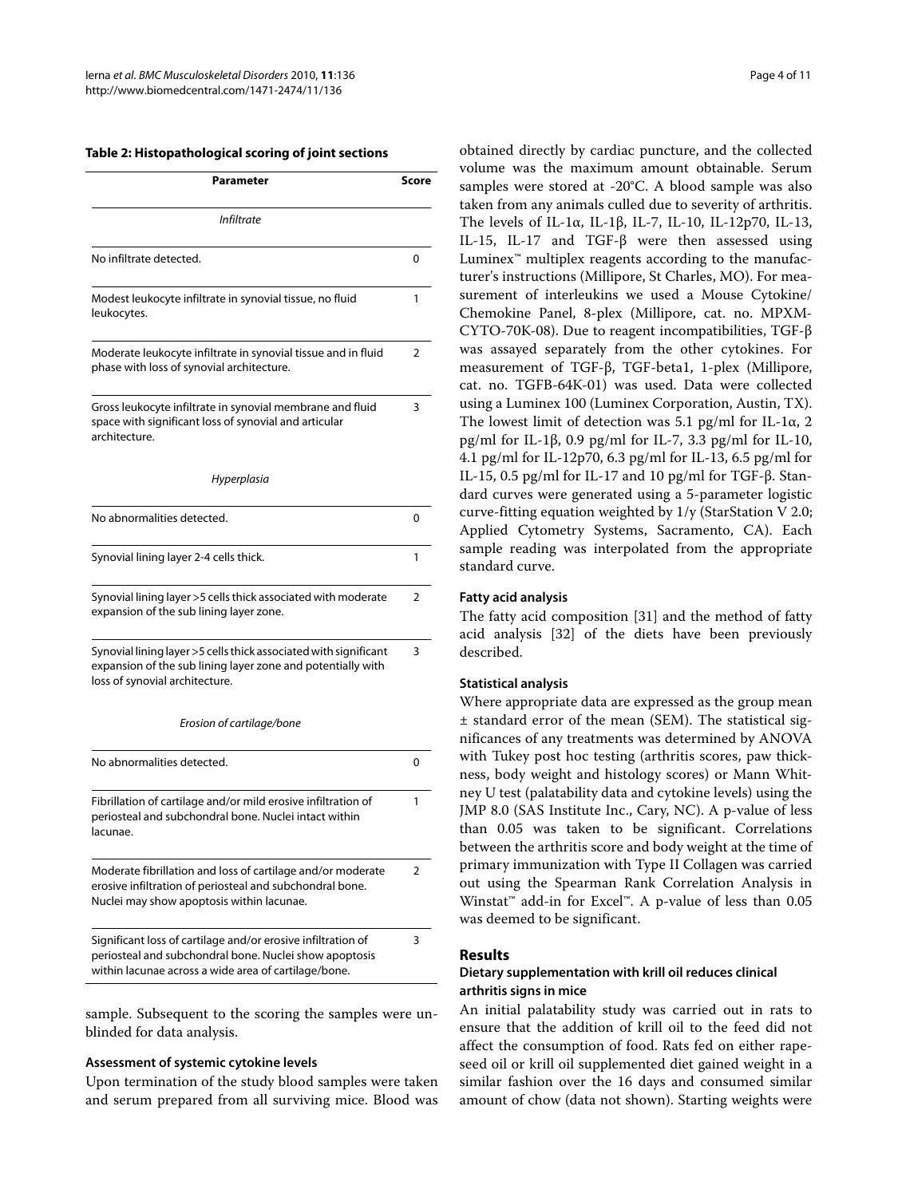**Table 2: Histopathological scoring of joint sections**

| Parameter | Score |
|---|---|
| *Infiltrate* | |
| No infiltrate detected. | 0 |
| Modest leukocyte infiltrate in synovial tissue, no fluid leukocytes. | 1 |
| Moderate leukocyte infiltrate in synovial tissue and in fluid phase with loss of synovial architecture. | 2 |
| Gross leukocyte infiltrate in synovial membrane and fluid space with significant loss of synovial and articular architecture. | 3 |
| *Hyperplasia* | |
| No abnormalities detected. | 0 |
| Synovial lining layer 2-4 cells thick. | 1 |
| Synovial lining layer >5 cells thick associated with moderate expansion of the sub lining layer zone. | 2 |
| Synovial lining layer >5 cells thick associated with significant expansion of the sub lining layer zone and potentially with loss of synovial architecture. | 3 |
| *Erosion of cartilage/bone* | |
| No abnormalities detected. | 0 |
| Fibrillation of cartilage and/or mild erosive infiltration of periosteal and subchondral bone. Nuclei intact within lacunae. | 1 |
| Moderate fibrillation and loss of cartilage and/or moderate erosive infiltration of periosteal and subchondral bone. Nuclei may show apoptosis within lacunae. | 2 |
| Significant loss of cartilage and/or erosive infiltration of periosteal and subchondral bone. Nuclei show apoptosis within lacunae across a wide area of cartilage/bone. | 3 |

sample. Subsequent to the scoring the samples were un-blinded for data analysis.

#### Assessment of systemic cytokine levels

Upon termination of the study blood samples were taken and serum prepared from all surviving mice. Blood was obtained directly by cardiac puncture, and the collected volume was the maximum amount obtainable. Serum samples were stored at -20°C. A blood sample was also taken from any animals culled due to severity of arthritis. The levels of IL-1α, IL-1β, IL-7, IL-10, IL-12p70, IL-13, IL-15, IL-17 and TGF-β were then assessed using Luminex™ multiplex reagents according to the manufacturer's instructions (Millipore, St Charles, MO). For measurement of interleukins we used a Mouse Cytokine/Chemokine Panel, 8-plex (Millipore, cat. no. MPXM-CYTO-70K-08). Due to reagent incompatibilities, TGF-β was assayed separately from the other cytokines. For measurement of TGF-β, TGF-beta1, 1-plex (Millipore, cat. no. TGFB-64K-01) was used. Data were collected using a Luminex 100 (Luminex Corporation, Austin, TX). The lowest limit of detection was 5.1 pg/ml for IL-1α, 2 pg/ml for IL-1β, 0.9 pg/ml for IL-7, 3.3 pg/ml for IL-10, 4.1 pg/ml for IL-12p70, 6.3 pg/ml for IL-13, 6.5 pg/ml for IL-15, 0.5 pg/ml for IL-17 and 10 pg/ml for TGF-β. Standard curves were generated using a 5-parameter logistic curve-fitting equation weighted by 1/y (StarStation V 2.0; Applied Cytometry Systems, Sacramento, CA). Each sample reading was interpolated from the appropriate standard curve.

#### Fatty acid analysis

The fatty acid composition [31] and the method of fatty acid analysis [32] of the diets have been previously described.

#### Statistical analysis

Where appropriate data are expressed as the group mean ± standard error of the mean (SEM). The statistical significances of any treatments was determined by ANOVA with Tukey post hoc testing (arthritis scores, paw thickness, body weight and histology scores) or Mann Whitney U test (palatability data and cytokine levels) using the JMP 8.0 (SAS Institute Inc., Cary, NC). A p-value of less than 0.05 was taken to be significant. Correlations between the arthritis score and body weight at the time of primary immunization with Type II Collagen was carried out using the Spearman Rank Correlation Analysis in Winstat™ add-in for Excel™. A p-value of less than 0.05 was deemed to be significant.

## Results

### Dietary supplementation with krill oil reduces clinical arthritis signs in mice

An initial palatability study was carried out in rats to ensure that the addition of krill oil to the feed did not affect the consumption of food. Rats fed on either rapeseed oil or krill oil supplemented diet gained weight in a similar fashion over the 16 days and consumed similar amount of chow (data not shown). Starting weights were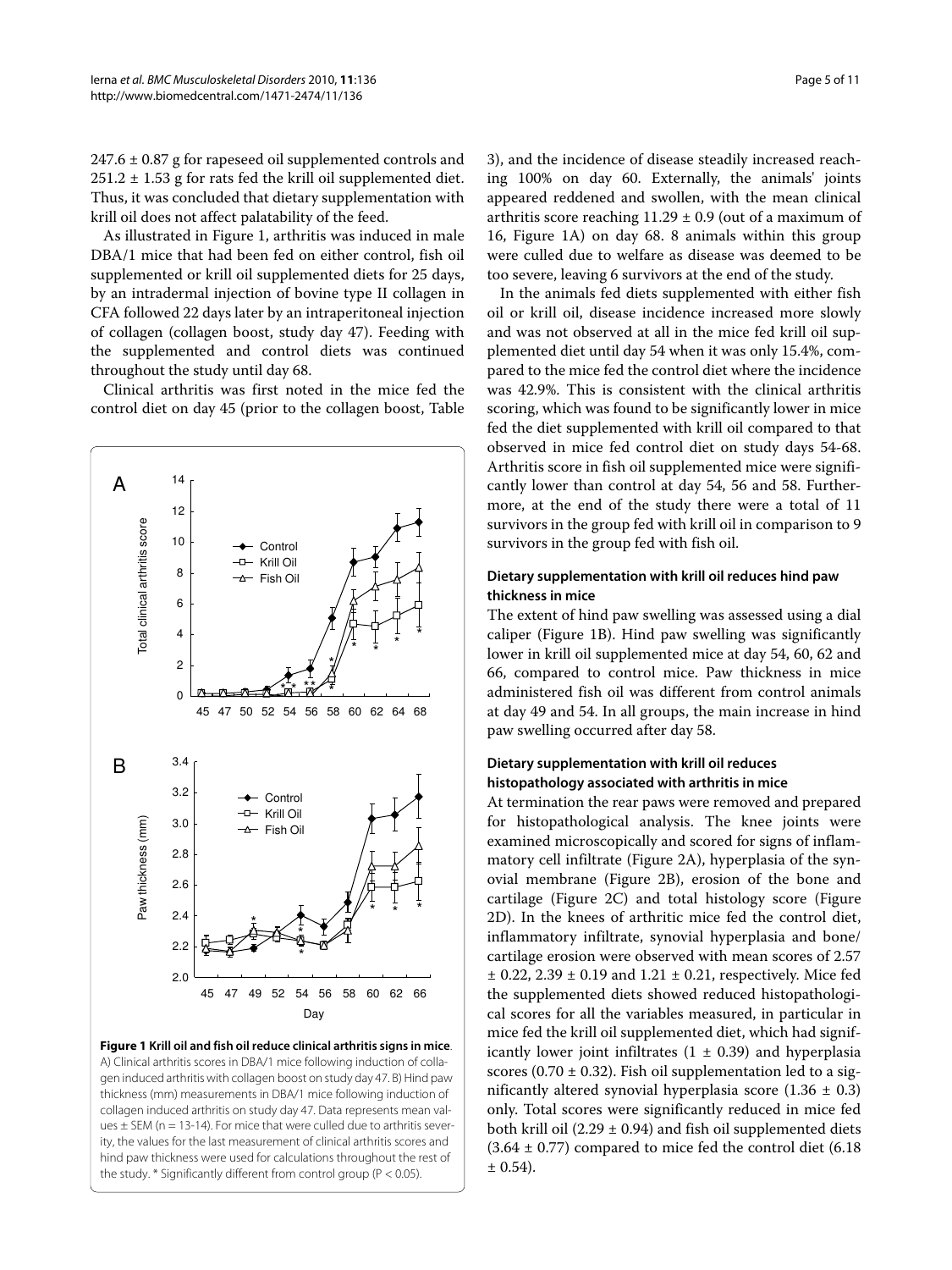247.6 ± 0.87 g for rapeseed oil supplemented controls and 251.2 ± 1.53 g for rats fed the krill oil supplemented diet. Thus, it was concluded that dietary supplementation with krill oil does not affect palatability of the feed.

As illustrated in Figure 1, arthritis was induced in male DBA/1 mice that had been fed on either control, fish oil supplemented or krill oil supplemented diets for 25 days, by an intradermal injection of bovine type II collagen in CFA followed 22 days later by an intraperitoneal injection of collagen (collagen boost, study day 47). Feeding with the supplemented and control diets was continued throughout the study until day 68.

Clinical arthritis was first noted in the mice fed the control diet on day 45 (prior to the collagen boost, Table 3), and the incidence of disease steadily increased reaching 100% on day 60. Externally, the animals' joints appeared reddened and swollen, with the mean clinical arthritis score reaching 11.29 ± 0.9 (out of a maximum of 16, Figure 1A) on day 68. 8 animals within this group were culled due to welfare as disease was deemed to be too severe, leaving 6 survivors at the end of the study.

**Figure 1 Krill oil and fish oil reduce clinical arthritis signs in mice**. A) Clinical arthritis scores in DBA/1 mice following induction of collagen induced arthritis with collagen boost on study day 47. B) Hind paw thickness (mm) measurements in DBA/1 mice following induction of collagen induced arthritis on study day 47. Data represents mean values ± SEM (n = 13-14). For mice that were culled due to arthritis severity, the values for the last measurement of clinical arthritis scores and hind paw thickness were used for calculations throughout the rest of the study. * Significantly different from control group ($P < 0.05$).

In the animals fed diets supplemented with either fish oil or krill oil, disease incidence increased more slowly and was not observed at all in the mice fed krill oil supplemented diet until day 54 when it was only 15.4%, compared to the mice fed the control diet where the incidence was 42.9%. This is consistent with the clinical arthritis scoring, which was found to be significantly lower in mice fed the diet supplemented with krill oil compared to that observed in mice fed control diet on study days 54-68. Arthritis score in fish oil supplemented mice were significantly lower than control at day 54, 56 and 58. Furthermore, at the end of the study there were a total of 11 survivors in the group fed with krill oil in comparison to 9 survivors in the group fed with fish oil.

### Dietary supplementation with krill oil reduces hind paw thickness in mice

The extent of hind paw swelling was assessed using a dial caliper (Figure 1B). Hind paw swelling was significantly lower in krill oil supplemented mice at day 54, 60, 62 and 66, compared to control mice. Paw thickness in mice administered fish oil was different from control animals at day 49 and 54. In all groups, the main increase in hind paw swelling occurred after day 58.

### Dietary supplementation with krill oil reduces histopathology associated with arthritis in mice

At termination the rear paws were removed and prepared for histopathological analysis. The knee joints were examined microscopically and scored for signs of inflammatory cell infiltrate (Figure 2A), hyperplasia of the synovial membrane (Figure 2B), erosion of the bone and cartilage (Figure 2C) and total histology score (Figure 2D). In the knees of arthritic mice fed the control diet, inflammatory infiltrate, synovial hyperplasia and bone/cartilage erosion were observed with mean scores of 2.57 ± 0.22, 2.39 ± 0.19 and 1.21 ± 0.21, respectively. Mice fed the supplemented diets showed reduced histopathological scores for all the variables measured, in particular in mice fed the krill oil supplemented diet, which had significantly lower joint infiltrates (1 ± 0.39) and hyperplasia scores (0.70 ± 0.32). Fish oil supplementation led to a significantly altered synovial hyperplasia score (1.36 ± 0.3) only. Total scores were significantly reduced in mice fed both krill oil (2.29 ± 0.94) and fish oil supplemented diets (3.64 ± 0.77) compared to mice fed the control diet (6.18 ± 0.54).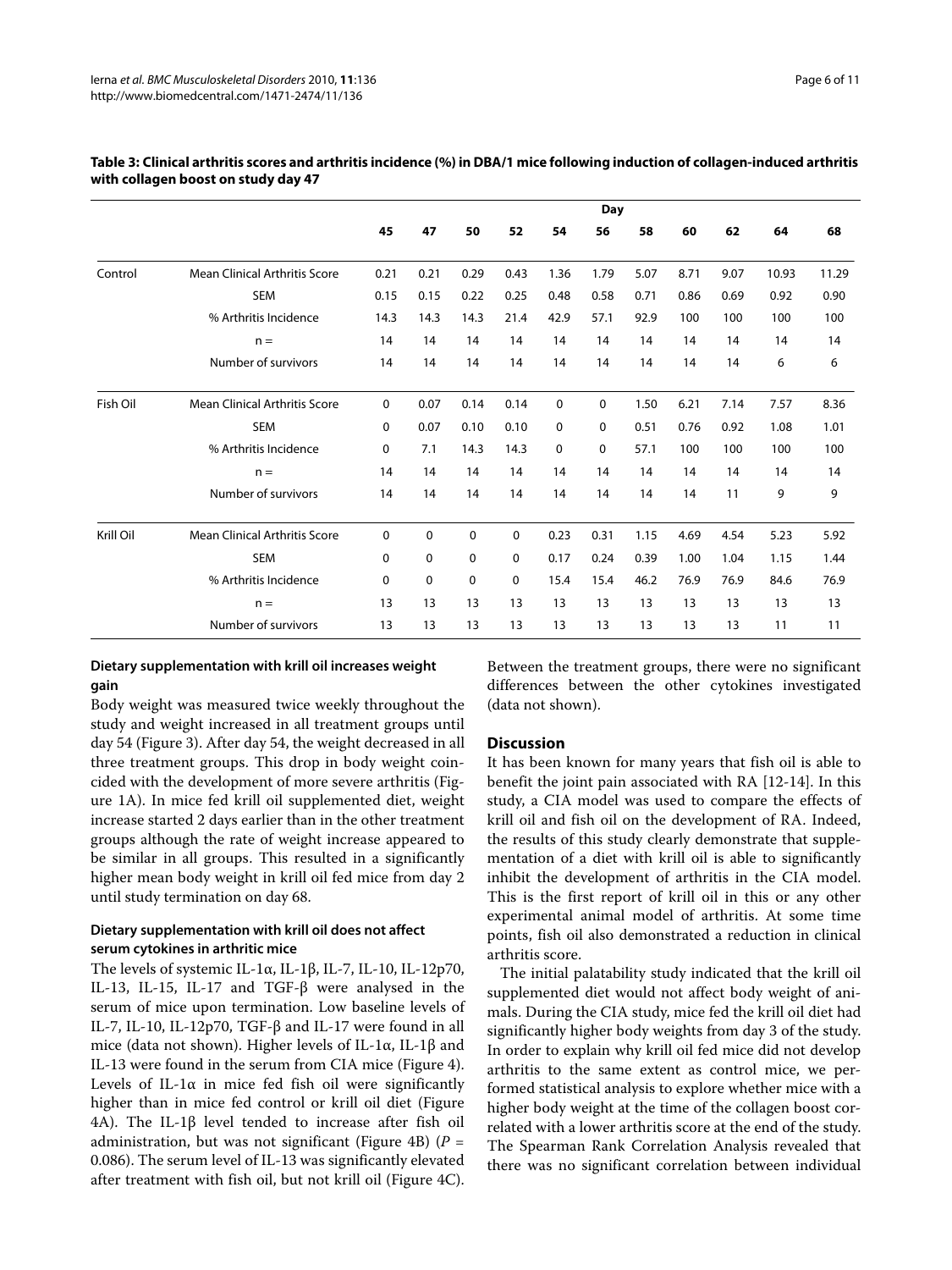**Table 3: Clinical arthritis scores and arthritis incidence (%) in DBA/1 mice following induction of collagen-induced arthritis with collagen boost on study day 47**

| | | Day | | | | | | | | | | |
|---|---|---|---|---|---|---|---|---|---|---|---|---|
| | | 45 | 47 | 50 | 52 | 54 | 56 | 58 | 60 | 62 | 64 | 68 |
| Control | Mean Clinical Arthritis Score | 0.21 | 0.21 | 0.29 | 0.43 | 1.36 | 1.79 | 5.07 | 8.71 | 9.07 | 10.93 | 11.29 |
| | SEM | 0.15 | 0.15 | 0.22 | 0.25 | 0.48 | 0.58 | 0.71 | 0.86 | 0.69 | 0.92 | 0.90 |
| | % Arthritis Incidence | 14.3 | 14.3 | 14.3 | 21.4 | 42.9 | 57.1 | 92.9 | 100 | 100 | 100 | 100 |
| | n = | 14 | 14 | 14 | 14 | 14 | 14 | 14 | 14 | 14 | 14 | 14 |
| | Number of survivors | 14 | 14 | 14 | 14 | 14 | 14 | 14 | 14 | 14 | 6 | 6 |
| Fish Oil | Mean Clinical Arthritis Score | 0 | 0.07 | 0.14 | 0.14 | 0 | 0 | 1.50 | 6.21 | 7.14 | 7.57 | 8.36 |
| | SEM | 0 | 0.07 | 0.10 | 0.10 | 0 | 0 | 0.51 | 0.76 | 0.92 | 1.08 | 1.01 |
| | % Arthritis Incidence | 0 | 7.1 | 14.3 | 14.3 | 0 | 0 | 57.1 | 100 | 100 | 100 | 100 |
| | n = | 14 | 14 | 14 | 14 | 14 | 14 | 14 | 14 | 14 | 14 | 14 |
| | Number of survivors | 14 | 14 | 14 | 14 | 14 | 14 | 14 | 14 | 11 | 9 | 9 |
| Krill Oil | Mean Clinical Arthritis Score | 0 | 0 | 0 | 0 | 0.23 | 0.31 | 1.15 | 4.69 | 4.54 | 5.23 | 5.92 |
| | SEM | 0 | 0 | 0 | 0 | 0.17 | 0.24 | 0.39 | 1.00 | 1.04 | 1.15 | 1.44 |
| | % Arthritis Incidence | 0 | 0 | 0 | 0 | 15.4 | 15.4 | 46.2 | 76.9 | 76.9 | 84.6 | 76.9 |
| | n = | 13 | 13 | 13 | 13 | 13 | 13 | 13 | 13 | 13 | 13 | 13 |
| | Number of survivors | 13 | 13 | 13 | 13 | 13 | 13 | 13 | 13 | 13 | 11 | 11 |

### Dietary supplementation with krill oil increases weight gain

Body weight was measured twice weekly throughout the study and weight increased in all treatment groups until day 54 (Figure 3). After day 54, the weight decreased in all three treatment groups. This drop in body weight coincided with the development of more severe arthritis (Figure 1A). In mice fed krill oil supplemented diet, weight increase started 2 days earlier than in the other treatment groups although the rate of weight increase appeared to be similar in all groups. This resulted in a significantly higher mean body weight in krill oil fed mice from day 2 until study termination on day 68.

### Dietary supplementation with krill oil does not affect serum cytokines in arthritic mice

The levels of systemic IL-1α, IL-1β, IL-7, IL-10, IL-12p70, IL-13, IL-15, IL-17 and TGF-β were analysed in the serum of mice upon termination. Low baseline levels of IL-7, IL-10, IL-12p70, TGF-β and IL-17 were found in all mice (data not shown). Higher levels of IL-1α, IL-1β and IL-13 were found in the serum from CIA mice (Figure 4). Levels of IL-1α in mice fed fish oil were significantly higher than in mice fed control or krill oil diet (Figure 4A). The IL-1β level tended to increase after fish oil administration, but was not significant (Figure 4B) ($P$ = 0.086). The serum level of IL-13 was significantly elevated after treatment with fish oil, but not krill oil (Figure 4C). Between the treatment groups, there were no significant differences between the other cytokines investigated (data not shown).

## Discussion

It has been known for many years that fish oil is able to benefit the joint pain associated with RA [12-14]. In this study, a CIA model was used to compare the effects of krill oil and fish oil on the development of RA. Indeed, the results of this study clearly demonstrate that supplementation of a diet with krill oil is able to significantly inhibit the development of arthritis in the CIA model. This is the first report of krill oil in this or any other experimental animal model of arthritis. At some time points, fish oil also demonstrated a reduction in clinical arthritis score.

The initial palatability study indicated that the krill oil supplemented diet would not affect body weight of animals. During the CIA study, mice fed the krill oil diet had significantly higher body weights from day 3 of the study. In order to explain why krill oil fed mice did not develop arthritis to the same extent as control mice, we performed statistical analysis to explore whether mice with a higher body weight at the time of the collagen boost correlated with a lower arthritis score at the end of the study. The Spearman Rank Correlation Analysis revealed that there was no significant correlation between individual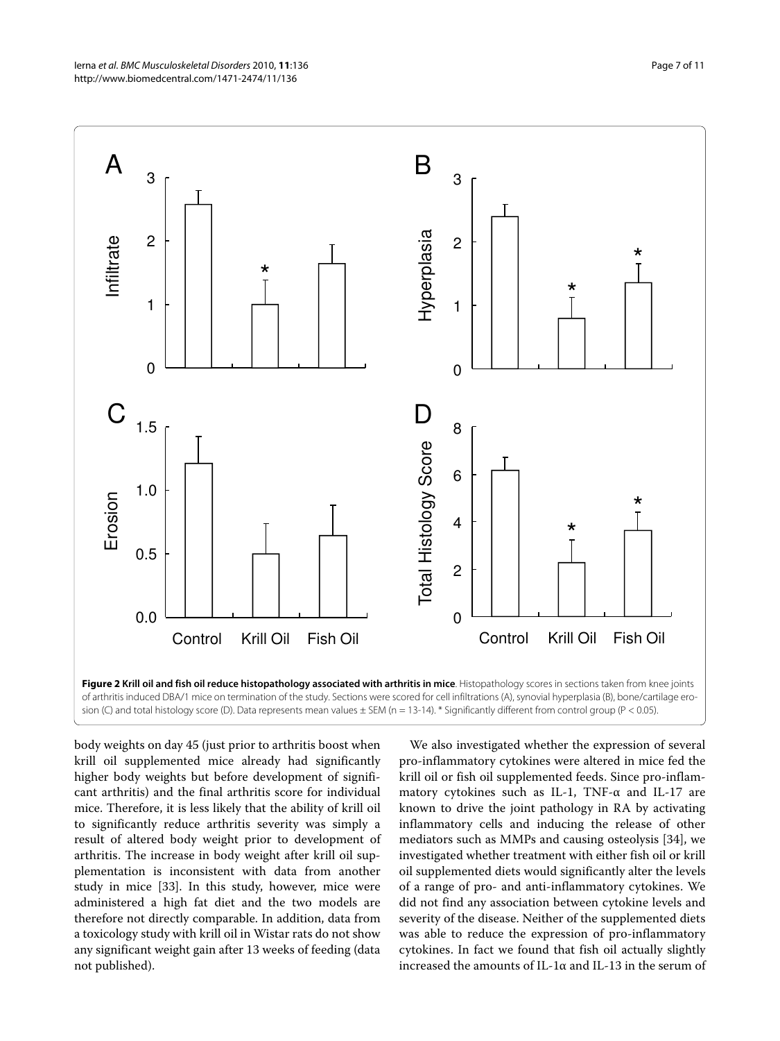**Figure 2 Krill oil and fish oil reduce histopathology associated with arthritis in mice**. Histopathology scores in sections taken from knee joints of arthritis induced DBA/1 mice on termination of the study. Sections were scored for cell infiltrations (A), synovial hyperplasia (B), bone/cartilage erosion (C) and total histology score (D). Data represents mean values ± SEM (n = 13-14). * Significantly different from control group (P < 0.05).

body weights on day 45 (just prior to arthritis boost when krill oil supplemented mice already had significantly higher body weights but before development of significant arthritis) and the final arthritis score for individual mice. Therefore, it is less likely that the ability of krill oil to significantly reduce arthritis severity was simply a result of altered body weight prior to development of arthritis. The increase in body weight after krill oil supplementation is inconsistent with data from another study in mice [33]. In this study, however, mice were administered a high fat diet and the two models are therefore not directly comparable. In addition, data from a toxicology study with krill oil in Wistar rats do not show any significant weight gain after 13 weeks of feeding (data not published).

We also investigated whether the expression of several pro-inflammatory cytokines were altered in mice fed the krill oil or fish oil supplemented feeds. Since pro-inflammatory cytokines such as IL-1, TNF-α and IL-17 are known to drive the joint pathology in RA by activating inflammatory cells and inducing the release of other mediators such as MMPs and causing osteolysis [34], we investigated whether treatment with either fish oil or krill oil supplemented diets would significantly alter the levels of a range of pro- and anti-inflammatory cytokines. We did not find any association between cytokine levels and severity of the disease. Neither of the supplemented diets was able to reduce the expression of pro-inflammatory cytokines. In fact we found that fish oil actually slightly increased the amounts of IL-1α and IL-13 in the serum of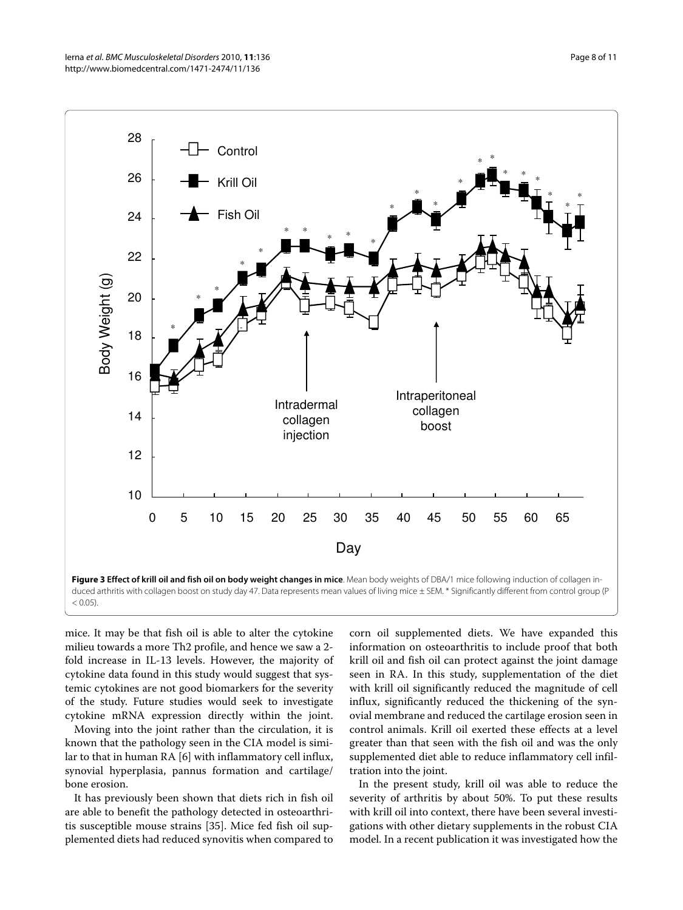**Figure 3 Effect of krill oil and fish oil on body weight changes in mice**. Mean body weights of DBA/1 mice following induction of collagen induced arthritis with collagen boost on study day 47. Data represents mean values of living mice ± SEM. * Significantly different from control group (P < 0.05).

mice. It may be that fish oil is able to alter the cytokine milieu towards a more Th2 profile, and hence we saw a 2-fold increase in IL-13 levels. However, the majority of cytokine data found in this study would suggest that systemic cytokines are not good biomarkers for the severity of the study. Future studies would seek to investigate cytokine mRNA expression directly within the joint.

Moving into the joint rather than the circulation, it is known that the pathology seen in the CIA model is similar to that in human RA [6] with inflammatory cell influx, synovial hyperplasia, pannus formation and cartilage/bone erosion.

It has previously been shown that diets rich in fish oil are able to benefit the pathology detected in osteoarthritis susceptible mouse strains [35]. Mice fed fish oil supplemented diets had reduced synovitis when compared to corn oil supplemented diets. We have expanded this information on osteoarthritis to include proof that both krill oil and fish oil can protect against the joint damage seen in RA. In this study, supplementation of the diet with krill oil significantly reduced the magnitude of cell influx, significantly reduced the thickening of the synovial membrane and reduced the cartilage erosion seen in control animals. Krill oil exerted these effects at a level greater than that seen with the fish oil and was the only supplemented diet able to reduce inflammatory cell infiltration into the joint.

In the present study, krill oil was able to reduce the severity of arthritis by about 50%. To put these results with krill oil into context, there have been several investigations with other dietary supplements in the robust CIA model. In a recent publication it was investigated how the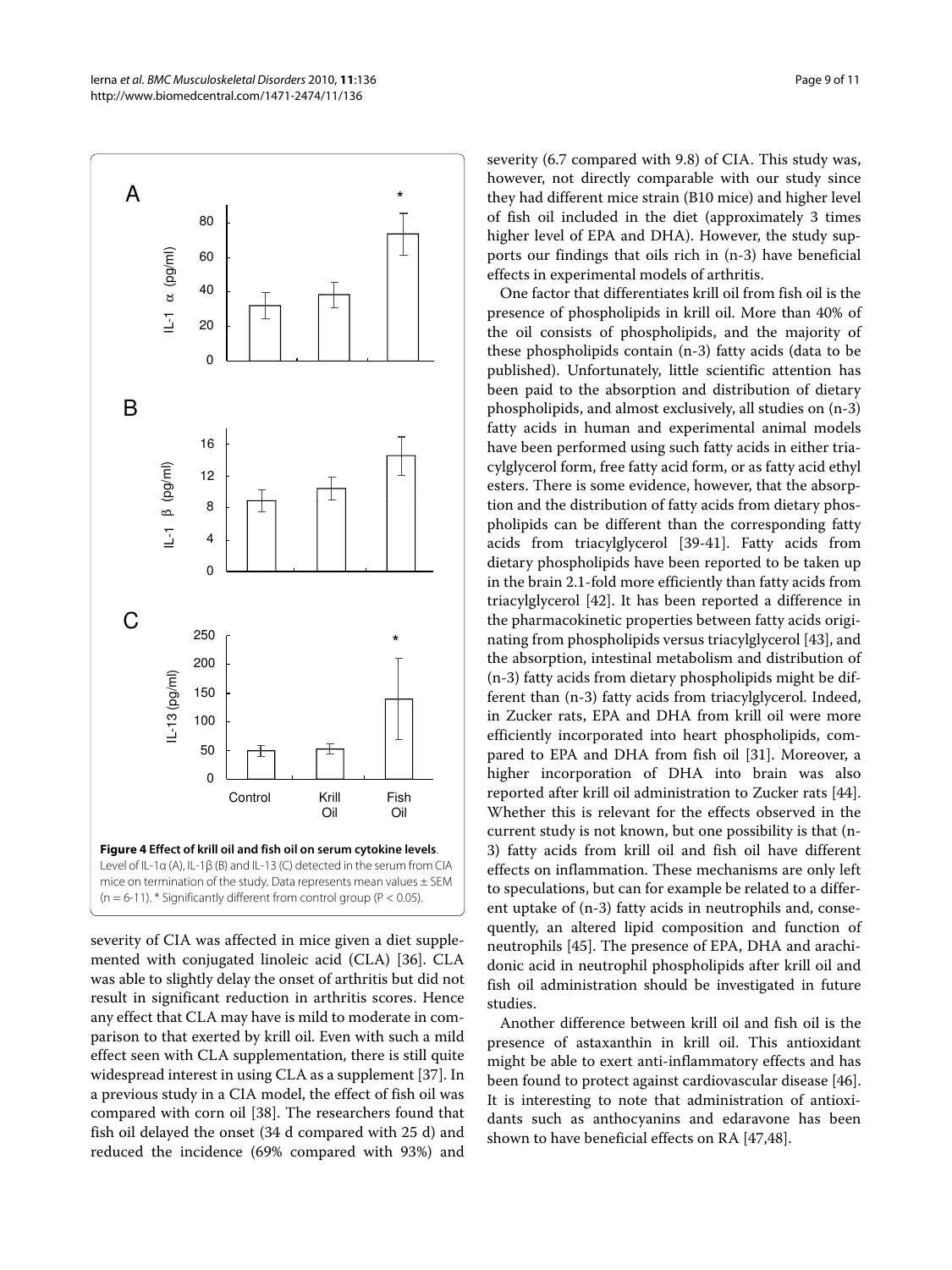**Figure 4 Effect of krill oil and fish oil on serum cytokine levels**. Level of IL-1α (A), IL-1β (B) and IL-13 (C) detected in the serum from CIA mice on termination of the study. Data represents mean values ± SEM ($n = 6\text{-}11$). * Significantly different from control group ($P < 0.05$).

severity of CIA was affected in mice given a diet supplemented with conjugated linoleic acid (CLA) [36]. CLA was able to slightly delay the onset of arthritis but did not result in significant reduction in arthritis scores. Hence any effect that CLA may have is mild to moderate in comparison to that exerted by krill oil. Even with such a mild effect seen with CLA supplementation, there is still quite widespread interest in using CLA as a supplement [37]. In a previous study in a CIA model, the effect of fish oil was compared with corn oil [38]. The researchers found that fish oil delayed the onset (34 d compared with 25 d) and reduced the incidence (69% compared with 93%) and severity (6.7 compared with 9.8) of CIA. This study was, however, not directly comparable with our study since they had different mice strain (B10 mice) and higher level of fish oil included in the diet (approximately 3 times higher level of EPA and DHA). However, the study supports our findings that oils rich in (n-3) have beneficial effects in experimental models of arthritis.

One factor that differentiates krill oil from fish oil is the presence of phospholipids in krill oil. More than 40% of the oil consists of phospholipids, and the majority of these phospholipids contain (n-3) fatty acids (data to be published). Unfortunately, little scientific attention has been paid to the absorption and distribution of dietary phospholipids, and almost exclusively, all studies on (n-3) fatty acids in human and experimental animal models have been performed using such fatty acids in either triacylglycerol form, free fatty acid form, or as fatty acid ethyl esters. There is some evidence, however, that the absorption and the distribution of fatty acids from dietary phospholipids can be different than the corresponding fatty acids from triacylglycerol [39-41]. Fatty acids from dietary phospholipids have been reported to be taken up in the brain 2.1-fold more efficiently than fatty acids from triacylglycerol [42]. It has been reported a difference in the pharmacokinetic properties between fatty acids originating from phospholipids versus triacylglycerol [43], and the absorption, intestinal metabolism and distribution of (n-3) fatty acids from dietary phospholipids might be different than (n-3) fatty acids from triacylglycerol. Indeed, in Zucker rats, EPA and DHA from krill oil were more efficiently incorporated into heart phospholipids, compared to EPA and DHA from fish oil [31]. Moreover, a higher incorporation of DHA into brain was also reported after krill oil administration to Zucker rats [44]. Whether this is relevant for the effects observed in the current study is not known, but one possibility is that (n-3) fatty acids from krill oil and fish oil have different effects on inflammation. These mechanisms are only left to speculations, but can for example be related to a different uptake of (n-3) fatty acids in neutrophils and, consequently, an altered lipid composition and function of neutrophils [45]. The presence of EPA, DHA and arachidonic acid in neutrophil phospholipids after krill oil and fish oil administration should be investigated in future studies.

Another difference between krill oil and fish oil is the presence of astaxanthin in krill oil. This antioxidant might be able to exert anti-inflammatory effects and has been found to protect against cardiovascular disease [46]. It is interesting to note that administration of antioxidants such as anthocyanins and edaravone has been shown to have beneficial effects on RA [47,48].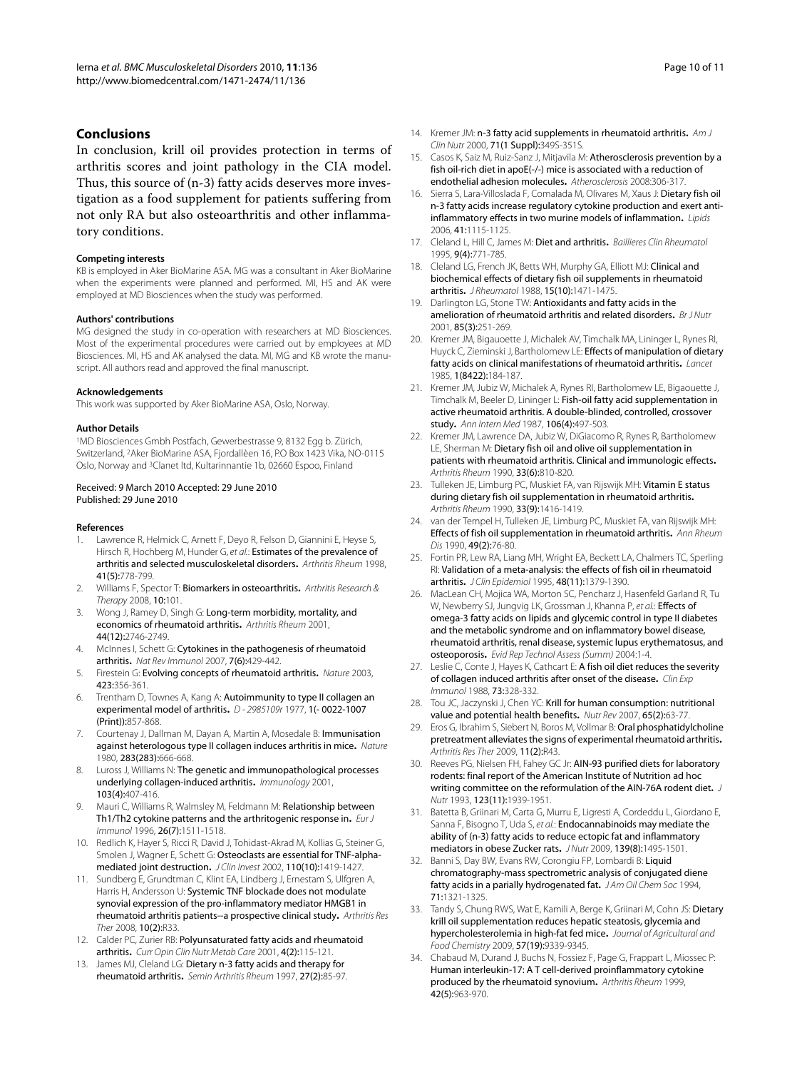## Conclusions

In conclusion, krill oil provides protection in terms of arthritis scores and joint pathology in the CIA model. Thus, this source of (n-3) fatty acids deserves more investigation as a food supplement for patients suffering from not only RA but also osteoarthritis and other inflammatory conditions.

#### Competing interests

KB is employed in Aker BioMarine ASA. MG was a consultant in Aker BioMarine when the experiments were planned and performed. MI, HS and AK were employed at MD Biosciences when the study was performed.

#### Authors' contributions

MG designed the study in co-operation with researchers at MD Biosciences. Most of the experimental procedures were carried out by employees at MD Biosciences. MI, HS and AK analysed the data. MI, MG and KB wrote the manuscript. All authors read and approved the final manuscript.

#### Acknowledgements

This work was supported by Aker BioMarine ASA, Oslo, Norway.

#### Author Details

[1]MD Biosciences Gmbh Postfach, Gewerbestrasse 9, 8132 Egg b. Zürich, Switzerland, [2]Aker BioMarine ASA, Fjordallèen 16, P.O Box 1423 Vika, NO-0115 Oslo, Norway and [3]Clanet ltd, Kultarinnantie 1b, 02660 Espoo, Finland

Received: 9 March 2010 Accepted: 29 June 2010
Published: 29 June 2010

#### References

1. Lawrence R, Helmick C, Arnett F, Deyo R, Felson D, Giannini E, Heyse S, Hirsch R, Hochberg M, Hunder G, *et al.*: **Estimates of the prevalence of arthritis and selected musculoskeletal disorders.** *Arthritis Rheum* 1998, **41(5)**:778-799.
2. Williams F, Spector T: **Biomarkers in osteoarthritis.** *Arthritis Research & Therapy* 2008, **10:**101.
3. Wong J, Ramey D, Singh G: **Long-term morbidity, mortality, and economics of rheumatoid arthritis.** *Arthritis Rheum* 2001, **44(12)**:2746-2749.
4. McInnes I, Schett G: **Cytokines in the pathogenesis of rheumatoid arthritis.** *Nat Rev Immunol* 2007, **7(6)**:429-442.
5. Firestein G: **Evolving concepts of rheumatoid arthritis.** *Nature* 2003, **423**:356-361.
6. Trentham D, Townes A, Kang A: **Autoimmunity to type II collagen an experimental model of arthritis.** *D - 2985109r* 1977, **1(- 0022-1007 (Print))**:857-868.
7. Courtenay J, Dallman M, Dayan A, Martin A, Mosedale B: **Immunisation against heterologous type II collagen induces arthritis in mice.** *Nature* 1980, **283(283)**:666-668.
8. Luross J, Williams N: **The genetic and immunopathological processes underlying collagen-induced arthritis.** *Immunology* 2001, **103(4)**:407-416.
9. Mauri C, Williams R, Walmsley M, Feldmann M: **Relationship between Th1/Th2 cytokine patterns and the arthritogenic response in.** *Eur J Immunol* 1996, **26(7)**:1511-1518.
10. Redlich K, Hayer S, Ricci R, David J, Tohidast-Akrad M, Kollias G, Steiner G, Smolen J, Wagner E, Schett G: **Osteoclasts are essential for TNF-alpha-mediated joint destruction.** *J Clin Invest* 2002, **110(10)**:1419-1427.
11. Sundberg E, Grundtman C, Klint EA, Lindberg J, Ernestam S, Ulfgren A, Harris H, Andersson U: **Systemic TNF blockade does not modulate synovial expression of the pro-inflammatory mediator HMGB1 in rheumatoid arthritis patients--a prospective clinical study.** *Arthritis Res Ther* 2008, **10(2)**:R33.
12. Calder PC, Zurier RB: **Polyunsaturated fatty acids and rheumatoid arthritis.** *Curr Opin Clin Nutr Metab Care* 2001, **4(2)**:115-121.
13. James MJ, Cleland LG: **Dietary n-3 fatty acids and therapy for rheumatoid arthritis.** *Semin Arthritis Rheum* 1997, **27(2)**:85-97.
14. Kremer JM: **n-3 fatty acid supplements in rheumatoid arthritis.** *Am J Clin Nutr* 2000, **71(1 Suppl)**:349S-351S.
15. Casos K, Saiz M, Ruiz-Sanz J, Mitjavila M: **Atherosclerosis prevention by a fish oil-rich diet in apoE(-/-) mice is associated with a reduction of endothelial adhesion molecules.** *Atherosclerosis* 2008:306-317.
16. Sierra S, Lara-Villoslada F, Comalada M, Olivares M, Xaus J: **Dietary fish oil n-3 fatty acids increase regulatory cytokine production and exert anti-inflammatory effects in two murine models of inflammation.** *Lipids* 2006, **41**:1115-1125.
17. Cleland L, Hill C, James M: **Diet and arthritis.** *Baillieres Clin Rheumatol* 1995, **9(4)**:771-785.
18. Cleland LG, French JK, Betts WH, Murphy GA, Elliott MJ: **Clinical and biochemical effects of dietary fish oil supplements in rheumatoid arthritis.** *J Rheumatol* 1988, **15(10)**:1471-1475.
19. Darlington LG, Stone TW: **Antioxidants and fatty acids in the amelioration of rheumatoid arthritis and related disorders.** *Br J Nutr* 2001, **85(3)**:251-269.
20. Kremer JM, Bigauoette J, Michalek AV, Timchalk MA, Lininger L, Rynes RI, Huyck C, Zieminski J, Bartholomew LE: **Effects of manipulation of dietary fatty acids on clinical manifestations of rheumatoid arthritis.** *Lancet* 1985, **1(8422)**:184-187.
21. Kremer JM, Jubiz W, Michalek A, Rynes RI, Bartholomew LE, Bigaouette J, Timchalk M, Beeler D, Lininger L: **Fish-oil fatty acid supplementation in active rheumatoid arthritis. A double-blinded, controlled, crossover study.** *Ann Intern Med* 1987, **106(4)**:497-503.
22. Kremer JM, Lawrence DA, Jubiz W, DiGiacomo R, Rynes R, Bartholomew LE, Sherman M: **Dietary fish oil and olive oil supplementation in patients with rheumatoid arthritis. Clinical and immunologic effects.** *Arthritis Rheum* 1990, **33(6)**:810-820.
23. Tulleken JE, Limburg PC, Muskiet FA, van Rijswijk MH: **Vitamin E status during dietary fish oil supplementation in rheumatoid arthritis.** *Arthritis Rheum* 1990, **33(9)**:1416-1419.
24. van der Tempel H, Tulleken JE, Limburg PC, Muskiet FA, van Rijswijk MH: **Effects of fish oil supplementation in rheumatoid arthritis.** *Ann Rheum Dis* 1990, **49(2)**:76-80.
25. Fortin PR, Lew RA, Liang MH, Wright EA, Beckett LA, Chalmers TC, Sperling RI: **Validation of a meta-analysis: the effects of fish oil in rheumatoid arthritis.** *J Clin Epidemiol* 1995, **48(11)**:1379-1390.
26. MacLean CH, Mojica WA, Morton SC, Pencharz J, Hasenfeld Garland R, Tu W, Newberry SJ, Jungvig LK, Grossman J, Khanna P, *et al.*: **Effects of omega-3 fatty acids on lipids and glycemic control in type II diabetes and the metabolic syndrome and on inflammatory bowel disease, rheumatoid arthritis, renal disease, systemic lupus erythematosus, and osteoporosis.** *Evid Rep Technol Assess (Summ)* 2004:1-4.
27. Leslie C, Conte J, Hayes K, Cathcart E: **A fish oil diet reduces the severity of collagen induced arthritis after onset of the disease.** *Clin Exp Immunol* 1988, **73**:328-332.
28. Tou JC, Jaczynski J, Chen YC: **Krill for human consumption: nutritional value and potential health benefits.** *Nutr Rev* 2007, **65(2)**:63-77.
29. Eros G, Ibrahim S, Siebert N, Boros M, Vollmar B: **Oral phosphatidylcholine pretreatment alleviates the signs of experimental rheumatoid arthritis.** *Arthritis Res Ther* 2009, **11(2)**:R43.
30. Reeves PG, Nielsen FH, Fahey GC Jr: **AIN-93 purified diets for laboratory rodents: final report of the American Institute of Nutrition ad hoc writing committee on the reformulation of the AIN-76A rodent diet.** *J Nutr* 1993, **123(11)**:1939-1951.
31. Batetta B, Griinari M, Carta G, Murru E, Ligresti A, Cordeddu L, Giordano E, Sanna F, Bisogno T, Uda S, *et al.*: **Endocannabinoids may mediate the ability of (n-3) fatty acids to reduce ectopic fat and inflammatory mediators in obese Zucker rats.** *J Nutr* 2009, **139(8)**:1495-1501.
32. Banni S, Day BW, Evans RW, Corongiu FP, Lombardi B: **Liquid chromatography-mass spectrometric analysis of conjugated diene fatty acids in a partially hydrogenated fat.** *J Am Oil Chem Soc* 1994, **71**:1321-1325.
33. Tandy S, Chung RWS, Wat E, Kamili A, Berge K, Griinari M, Cohn JS: **Dietary krill oil supplementation reduces hepatic steatosis, glycemia and hypercholesterolemia in high-fat fed mice.** *Journal of Agricultural and Food Chemistry* 2009, **57(19)**:9339-9345.
34. Chabaud M, Durand J, Buchs N, Fossiez F, Page G, Frappart L, Miossec P: **Human interleukin-17: A T cell-derived proinflammatory cytokine produced by the rheumatoid synovium.** *Arthritis Rheum* 1999, **42(5)**:963-970.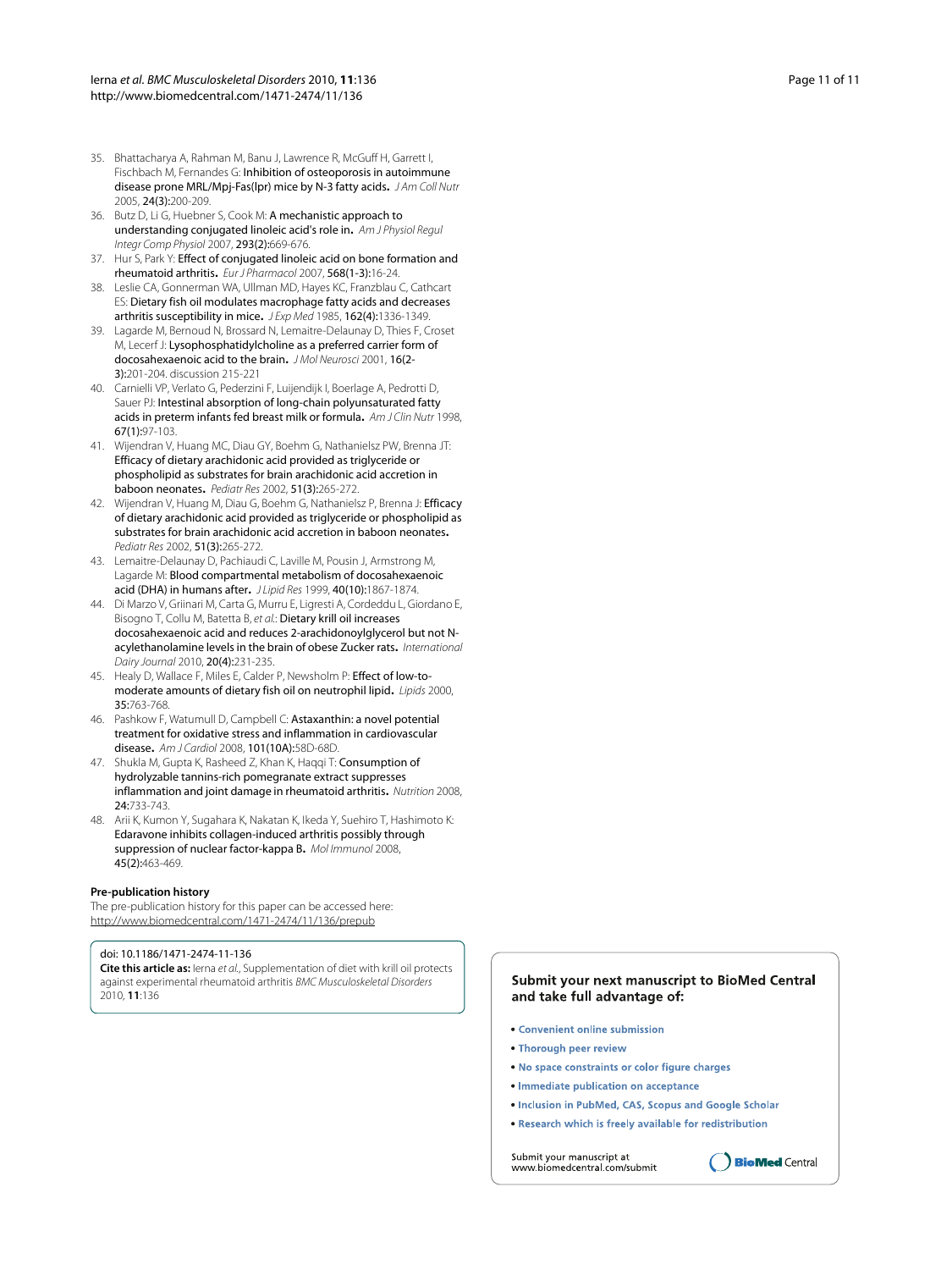35. Bhattacharya A, Rahman M, Banu J, Lawrence R, McGuff H, Garrett I, Fischbach M, Fernandes G: **Inhibition of osteoporosis in autoimmune disease prone MRL/Mpj-Fas(lpr) mice by N-3 fatty acids.** *J Am Coll Nutr* 2005, **24(3)**:200-209.
36. Butz D, Li G, Huebner S, Cook M: **A mechanistic approach to understanding conjugated linoleic acid's role in.** *Am J Physiol Regul Integr Comp Physiol* 2007, **293(2)**:669-676.
37. Hur S, Park Y: **Effect of conjugated linoleic acid on bone formation and rheumatoid arthritis.** *Eur J Pharmacol* 2007, **568(1-3)**:16-24.
38. Leslie CA, Gonnerman WA, Ullman MD, Hayes KC, Franzblau C, Cathcart ES: **Dietary fish oil modulates macrophage fatty acids and decreases arthritis susceptibility in mice.** *J Exp Med* 1985, **162(4)**:1336-1349.
39. Lagarde M, Bernoud N, Brossard N, Lemaitre-Delaunay D, Thies F, Croset M, Lecerf J: **Lysophosphatidylcholine as a preferred carrier form of docosahexaenoic acid to the brain.** *J Mol Neurosci* 2001, **16(2-3)**:201-204. discussion 215-221
40. Carnielli VP, Verlato G, Pederzini F, Luijendijk I, Boerlage A, Pedrotti D, Sauer PJ: **Intestinal absorption of long-chain polyunsaturated fatty acids in preterm infants fed breast milk or formula.** *Am J Clin Nutr* 1998, **67(1)**:97-103.
41. Wijendran V, Huang MC, Diau GY, Boehm G, Nathanielsz PW, Brenna JT: **Efficacy of dietary arachidonic acid provided as triglyceride or phospholipid as substrates for brain arachidonic acid accretion in baboon neonates.** *Pediatr Res* 2002, **51(3)**:265-272.
42. Wijendran V, Huang M, Diau G, Boehm G, Nathanielsz P, Brenna J: **Efficacy of dietary arachidonic acid provided as triglyceride or phospholipid as substrates for brain arachidonic acid accretion in baboon neonates.** *Pediatr Res* 2002, **51(3)**:265-272.
43. Lemaitre-Delaunay D, Pachiaudi C, Laville M, Pousin J, Armstrong M, Lagarde M: **Blood compartmental metabolism of docosahexaenoic acid (DHA) in humans after.** *J Lipid Res* 1999, **40(10)**:1867-1874.
44. Di Marzo V, Griinari M, Carta G, Murru E, Ligresti A, Cordeddu L, Giordano E, Bisogno T, Collu M, Batetta B, *et al.*: **Dietary krill oil increases docosahexaenoic acid and reduces 2-arachidonoylglycerol but not N-acylethanolamine levels in the brain of obese Zucker rats.** *International Dairy Journal* 2010, **20(4)**:231-235.
45. Healy D, Wallace F, Miles E, Calder P, Newsholm P: **Effect of low-to-moderate amounts of dietary fish oil on neutrophil lipid.** *Lipids* 2000, 35:763-768.
46. Pashkow F, Watumull D, Campbell C: **Astaxanthin: a novel potential treatment for oxidative stress and inflammation in cardiovascular disease.** *Am J Cardiol* 2008, **101(10A)**:58D-68D.
47. Shukla M, Gupta K, Rasheed Z, Khan K, Haqqi T: **Consumption of hydrolyzable tannins-rich pomegranate extract suppresses inflammation and joint damage in rheumatoid arthritis.** *Nutrition* 2008, 24:733-743.
48. Arii K, Kumon Y, Sugahara K, Nakatan K, Ikeda Y, Suehiro T, Hashimoto K: **Edaravone inhibits collagen-induced arthritis possibly through suppression of nuclear factor-kappa B.** *Mol Immunol* 2008, **45(2)**:463-469.

**Pre-publication history**

The pre-publication history for this paper can be accessed here:
http://www.biomedcentral.com/1471-2474/11/136/prepub

doi: 10.1186/1471-2474-11-136

**Cite this article as:** Ierna *et al.*, Supplementation of diet with krill oil protects against experimental rheumatoid arthritis *BMC Musculoskeletal Disorders* 2010, **11**:136

**Submit your next manuscript to BioMed Central and take full advantage of:**

- Convenient online submission
- Thorough peer review
- No space constraints or color figure charges
- Immediate publication on acceptance
- Inclusion in PubMed, CAS, Scopus and Google Scholar
- Research which is freely available for redistribution

Submit your manuscript at www.biomedcentral.com/submit

BioMed Central